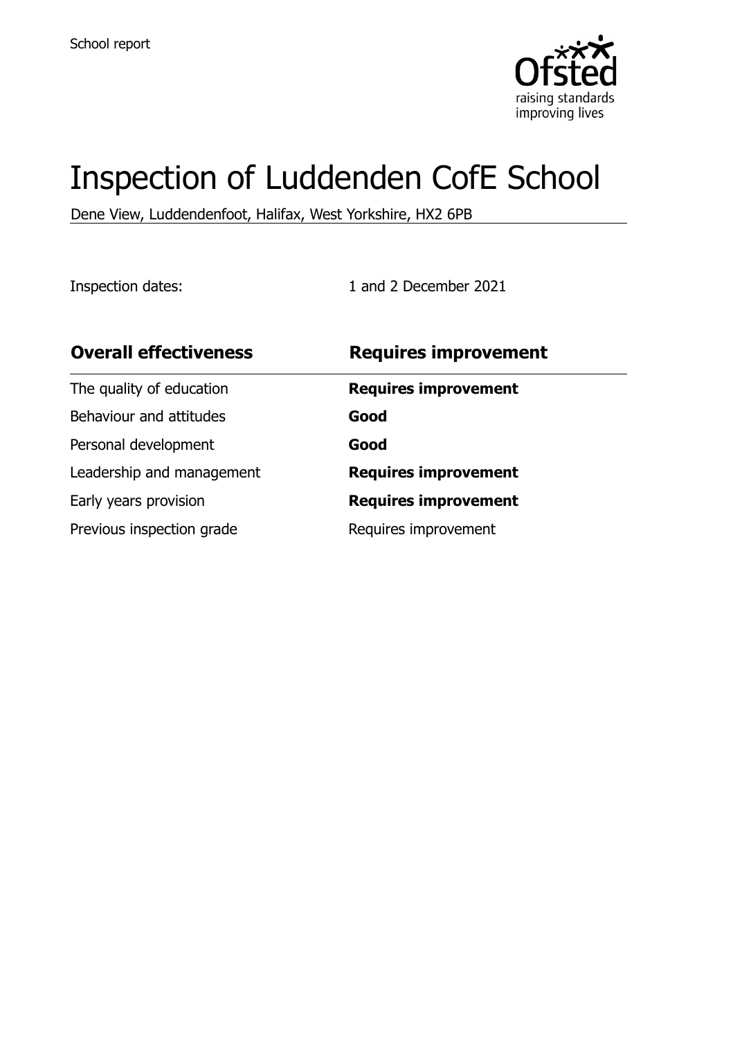School report

# Inspection of Luddenden CofE School

Dene View, Luddendenfoot, Halifax, West Yorkshire, HX2 6PB

Inspection dates: 1 and 2 December 2021

| **Overall effectiveness** | **Requires improvement** |
| --- | --- |
| The quality of education | **Requires improvement** |
| Behaviour and attitudes | **Good** |
| Personal development | **Good** |
| Leadership and management | **Requires improvement** |
| Early years provision | **Requires improvement** |
| Previous inspection grade | Requires improvement |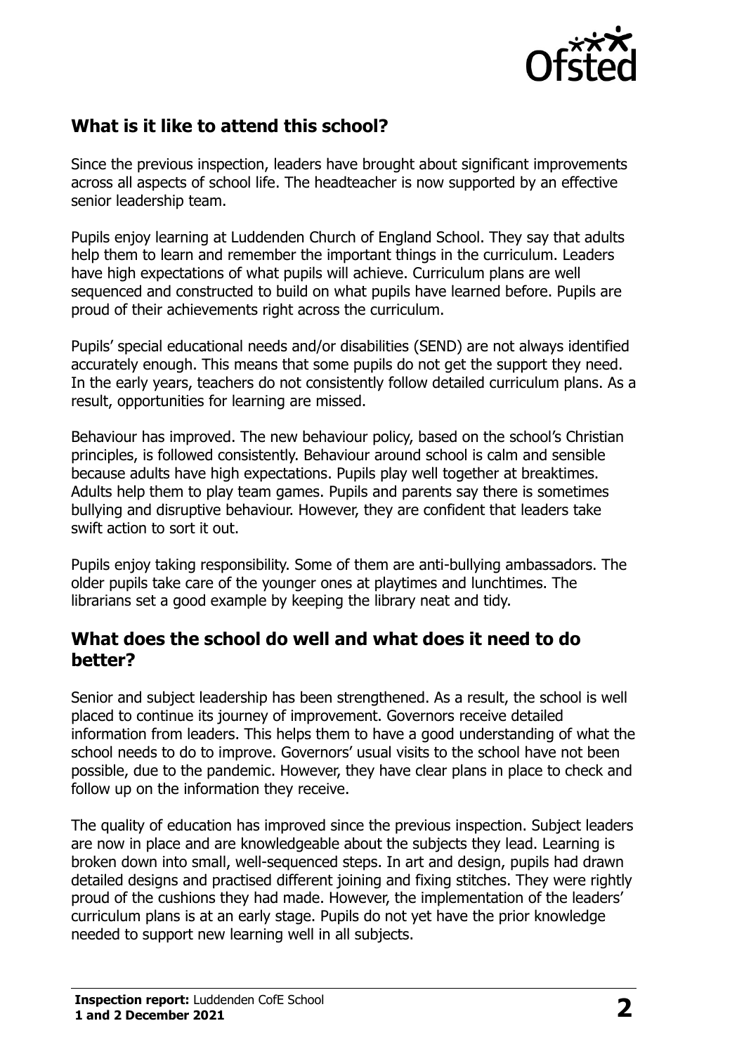## What is it like to attend this school?

Since the previous inspection, leaders have brought about significant improvements across all aspects of school life. The headteacher is now supported by an effective senior leadership team.

Pupils enjoy learning at Luddenden Church of England School. They say that adults help them to learn and remember the important things in the curriculum. Leaders have high expectations of what pupils will achieve. Curriculum plans are well sequenced and constructed to build on what pupils have learned before. Pupils are proud of their achievements right across the curriculum.

Pupils' special educational needs and/or disabilities (SEND) are not always identified accurately enough. This means that some pupils do not get the support they need. In the early years, teachers do not consistently follow detailed curriculum plans. As a result, opportunities for learning are missed.

Behaviour has improved. The new behaviour policy, based on the school's Christian principles, is followed consistently. Behaviour around school is calm and sensible because adults have high expectations. Pupils play well together at breaktimes. Adults help them to play team games. Pupils and parents say there is sometimes bullying and disruptive behaviour. However, they are confident that leaders take swift action to sort it out.

Pupils enjoy taking responsibility. Some of them are anti-bullying ambassadors. The older pupils take care of the younger ones at playtimes and lunchtimes. The librarians set a good example by keeping the library neat and tidy.

## What does the school do well and what does it need to do better?

Senior and subject leadership has been strengthened. As a result, the school is well placed to continue its journey of improvement. Governors receive detailed information from leaders. This helps them to have a good understanding of what the school needs to do to improve. Governors' usual visits to the school have not been possible, due to the pandemic. However, they have clear plans in place to check and follow up on the information they receive.

The quality of education has improved since the previous inspection. Subject leaders are now in place and are knowledgeable about the subjects they lead. Learning is broken down into small, well-sequenced steps. In art and design, pupils had drawn detailed designs and practised different joining and fixing stitches. They were rightly proud of the cushions they had made. However, the implementation of the leaders' curriculum plans is at an early stage. Pupils do not yet have the prior knowledge needed to support new learning well in all subjects.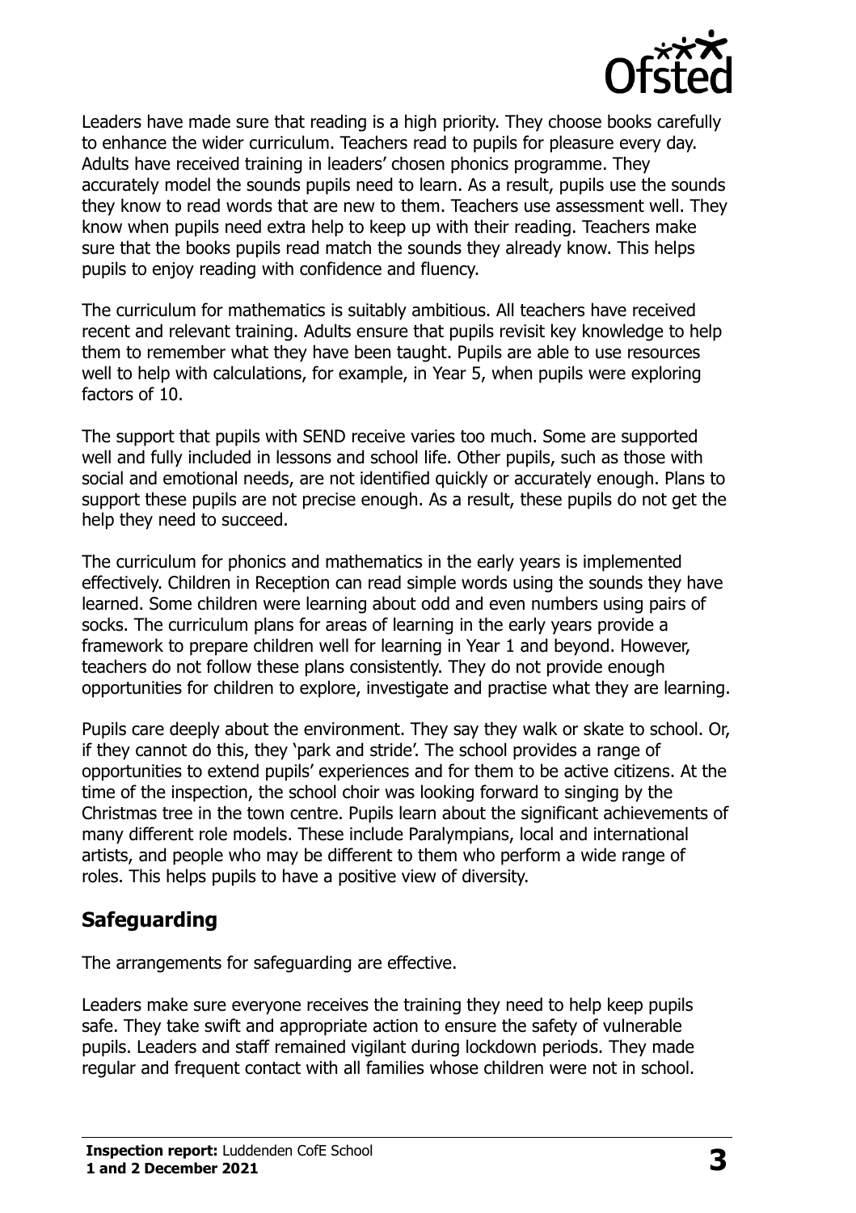Leaders have made sure that reading is a high priority. They choose books carefully to enhance the wider curriculum. Teachers read to pupils for pleasure every day. Adults have received training in leaders' chosen phonics programme. They accurately model the sounds pupils need to learn. As a result, pupils use the sounds they know to read words that are new to them. Teachers use assessment well. They know when pupils need extra help to keep up with their reading. Teachers make sure that the books pupils read match the sounds they already know. This helps pupils to enjoy reading with confidence and fluency.

The curriculum for mathematics is suitably ambitious. All teachers have received recent and relevant training. Adults ensure that pupils revisit key knowledge to help them to remember what they have been taught. Pupils are able to use resources well to help with calculations, for example, in Year 5, when pupils were exploring factors of 10.

The support that pupils with SEND receive varies too much. Some are supported well and fully included in lessons and school life. Other pupils, such as those with social and emotional needs, are not identified quickly or accurately enough. Plans to support these pupils are not precise enough. As a result, these pupils do not get the help they need to succeed.

The curriculum for phonics and mathematics in the early years is implemented effectively. Children in Reception can read simple words using the sounds they have learned. Some children were learning about odd and even numbers using pairs of socks. The curriculum plans for areas of learning in the early years provide a framework to prepare children well for learning in Year 1 and beyond. However, teachers do not follow these plans consistently. They do not provide enough opportunities for children to explore, investigate and practise what they are learning.

Pupils care deeply about the environment. They say they walk or skate to school. Or, if they cannot do this, they 'park and stride'. The school provides a range of opportunities to extend pupils' experiences and for them to be active citizens. At the time of the inspection, the school choir was looking forward to singing by the Christmas tree in the town centre. Pupils learn about the significant achievements of many different role models. These include Paralympians, local and international artists, and people who may be different to them who perform a wide range of roles. This helps pupils to have a positive view of diversity.

## Safeguarding

The arrangements for safeguarding are effective.

Leaders make sure everyone receives the training they need to help keep pupils safe. They take swift and appropriate action to ensure the safety of vulnerable pupils. Leaders and staff remained vigilant during lockdown periods. They made regular and frequent contact with all families whose children were not in school.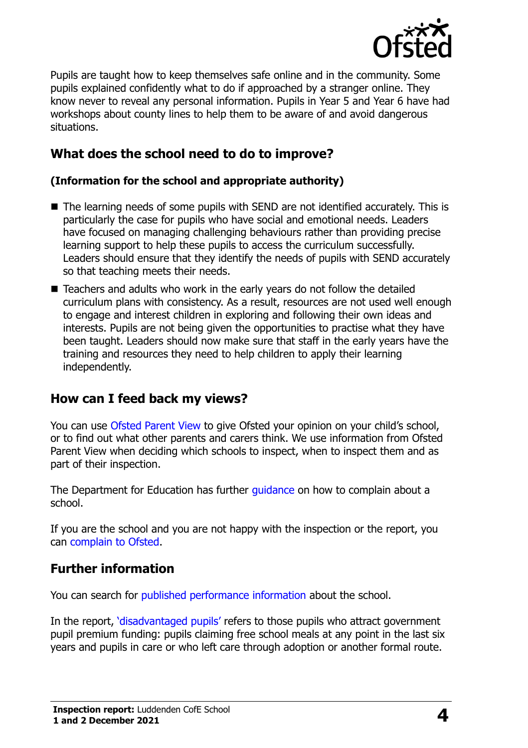Pupils are taught how to keep themselves safe online and in the community. Some pupils explained confidently what to do if approached by a stranger online. They know never to reveal any personal information. Pupils in Year 5 and Year 6 have had workshops about county lines to help them to be aware of and avoid dangerous situations.

## What does the school need to do to improve?

**(Information for the school and appropriate authority)**

- The learning needs of some pupils with SEND are not identified accurately. This is particularly the case for pupils who have social and emotional needs. Leaders have focused on managing challenging behaviours rather than providing precise learning support to help these pupils to access the curriculum successfully. Leaders should ensure that they identify the needs of pupils with SEND accurately so that teaching meets their needs.
- Teachers and adults who work in the early years do not follow the detailed curriculum plans with consistency. As a result, resources are not used well enough to engage and interest children in exploring and following their own ideas and interests. Pupils are not being given the opportunities to practise what they have been taught. Leaders should now make sure that staff in the early years have the training and resources they need to help children to apply their learning independently.

## How can I feed back my views?

You can use Ofsted Parent View to give Ofsted your opinion on your child's school, or to find out what other parents and carers think. We use information from Ofsted Parent View when deciding which schools to inspect, when to inspect them and as part of their inspection.

The Department for Education has further guidance on how to complain about a school.

If you are the school and you are not happy with the inspection or the report, you can complain to Ofsted.

## Further information

You can search for published performance information about the school.

In the report, 'disadvantaged pupils' refers to those pupils who attract government pupil premium funding: pupils claiming free school meals at any point in the last six years and pupils in care or who left care through adoption or another formal route.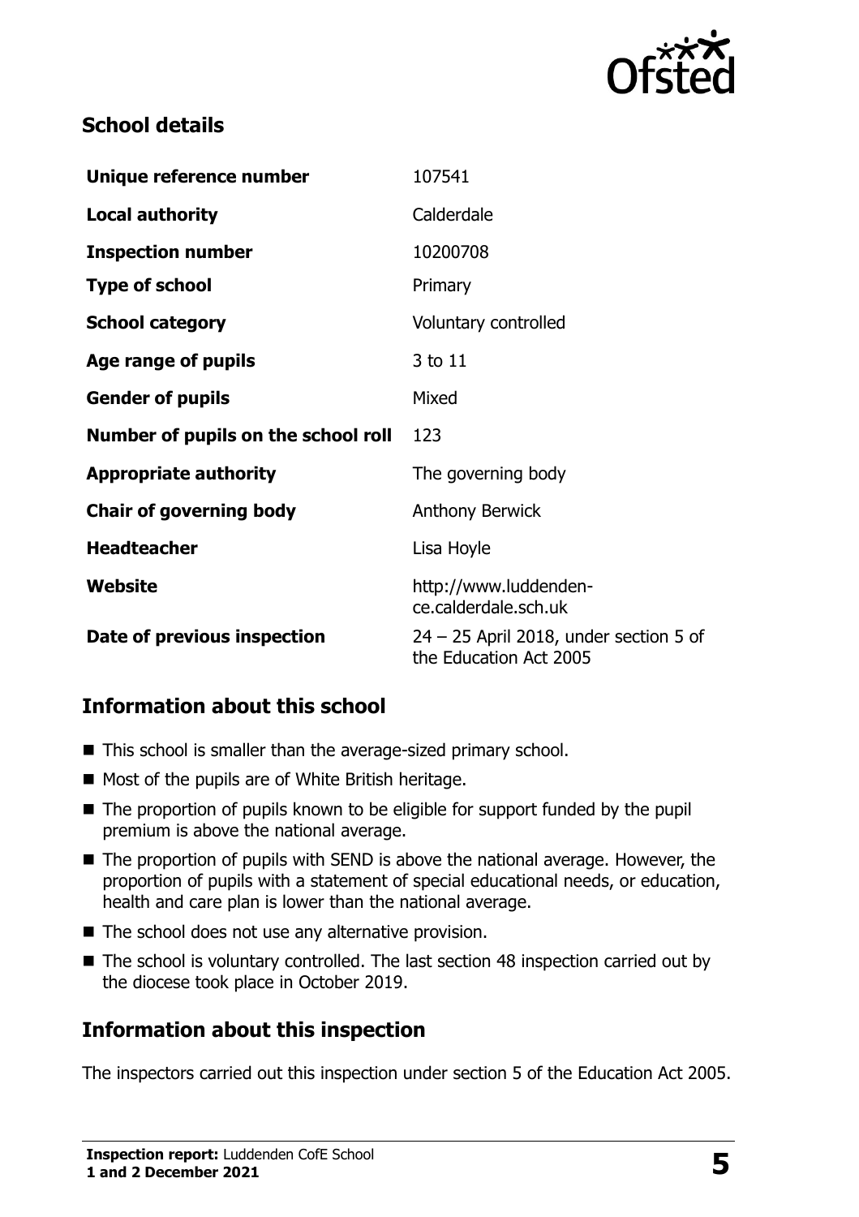## School details

| | |
|---|---|
| **Unique reference number** | 107541 |
| **Local authority** | Calderdale |
| **Inspection number** | 10200708 |
| **Type of school** | Primary |
| **School category** | Voluntary controlled |
| **Age range of pupils** | 3 to 11 |
| **Gender of pupils** | Mixed |
| **Number of pupils on the school roll** | 123 |
| **Appropriate authority** | The governing body |
| **Chair of governing body** | Anthony Berwick |
| **Headteacher** | Lisa Hoyle |
| **Website** | http://www.luddenden-ce.calderdale.sch.uk |
| **Date of previous inspection** | 24 – 25 April 2018, under section 5 of the Education Act 2005 |

## Information about this school

- This school is smaller than the average-sized primary school.
- Most of the pupils are of White British heritage.
- The proportion of pupils known to be eligible for support funded by the pupil premium is above the national average.
- The proportion of pupils with SEND is above the national average. However, the proportion of pupils with a statement of special educational needs, or education, health and care plan is lower than the national average.
- The school does not use any alternative provision.
- The school is voluntary controlled. The last section 48 inspection carried out by the diocese took place in October 2019.

## Information about this inspection

The inspectors carried out this inspection under section 5 of the Education Act 2005.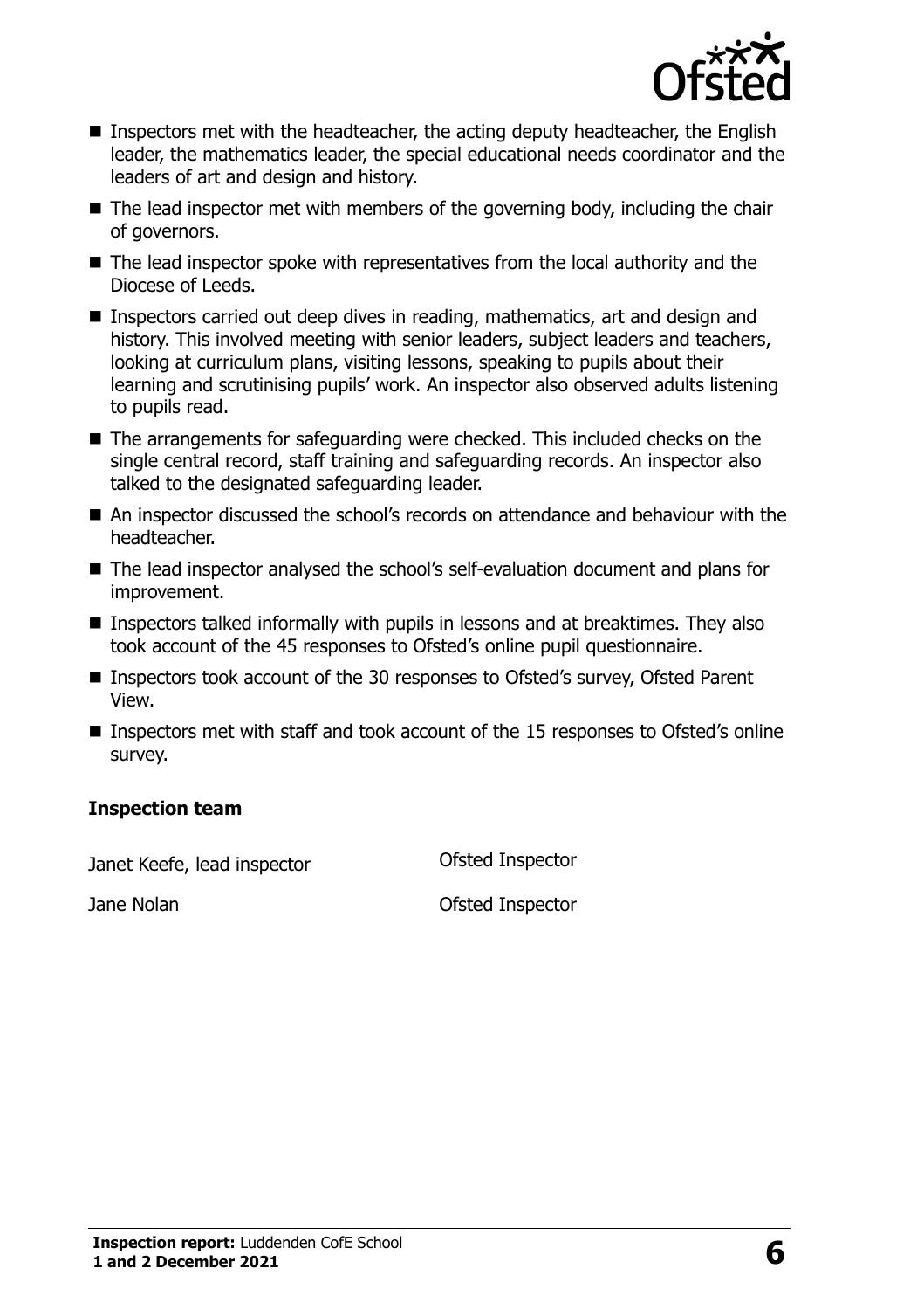- Inspectors met with the headteacher, the acting deputy headteacher, the English leader, the mathematics leader, the special educational needs coordinator and the leaders of art and design and history.
- The lead inspector met with members of the governing body, including the chair of governors.
- The lead inspector spoke with representatives from the local authority and the Diocese of Leeds.
- Inspectors carried out deep dives in reading, mathematics, art and design and history. This involved meeting with senior leaders, subject leaders and teachers, looking at curriculum plans, visiting lessons, speaking to pupils about their learning and scrutinising pupils' work. An inspector also observed adults listening to pupils read.
- The arrangements for safeguarding were checked. This included checks on the single central record, staff training and safeguarding records. An inspector also talked to the designated safeguarding leader.
- An inspector discussed the school's records on attendance and behaviour with the headteacher.
- The lead inspector analysed the school's self-evaluation document and plans for improvement.
- Inspectors talked informally with pupils in lessons and at breaktimes. They also took account of the 45 responses to Ofsted's online pupil questionnaire.
- Inspectors took account of the 30 responses to Ofsted's survey, Ofsted Parent View.
- Inspectors met with staff and took account of the 15 responses to Ofsted's online survey.

### Inspection team

| | |
|---|---|
| Janet Keefe, lead inspector | Ofsted Inspector |
| Jane Nolan | Ofsted Inspector |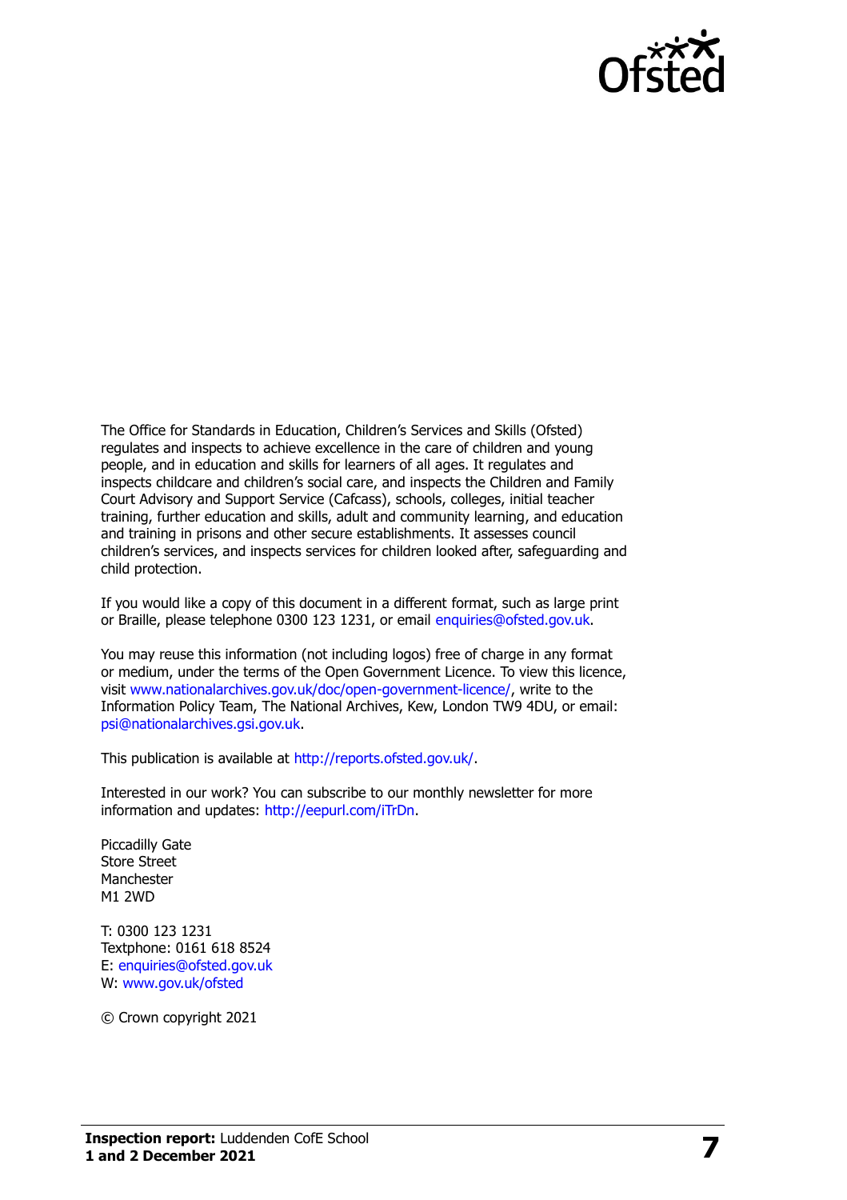The Office for Standards in Education, Children's Services and Skills (Ofsted) regulates and inspects to achieve excellence in the care of children and young people, and in education and skills for learners of all ages. It regulates and inspects childcare and children's social care, and inspects the Children and Family Court Advisory and Support Service (Cafcass), schools, colleges, initial teacher training, further education and skills, adult and community learning, and education and training in prisons and other secure establishments. It assesses council children's services, and inspects services for children looked after, safeguarding and child protection.

If you would like a copy of this document in a different format, such as large print or Braille, please telephone 0300 123 1231, or email enquiries@ofsted.gov.uk.

You may reuse this information (not including logos) free of charge in any format or medium, under the terms of the Open Government Licence. To view this licence, visit www.nationalarchives.gov.uk/doc/open-government-licence/, write to the Information Policy Team, The National Archives, Kew, London TW9 4DU, or email: psi@nationalarchives.gsi.gov.uk.

This publication is available at http://reports.ofsted.gov.uk/.

Interested in our work? You can subscribe to our monthly newsletter for more information and updates: http://eepurl.com/iTrDn.

Piccadilly Gate
Store Street
Manchester
M1 2WD

T: 0300 123 1231
Textphone: 0161 618 8524
E: enquiries@ofsted.gov.uk
W: www.gov.uk/ofsted

© Crown copyright 2021